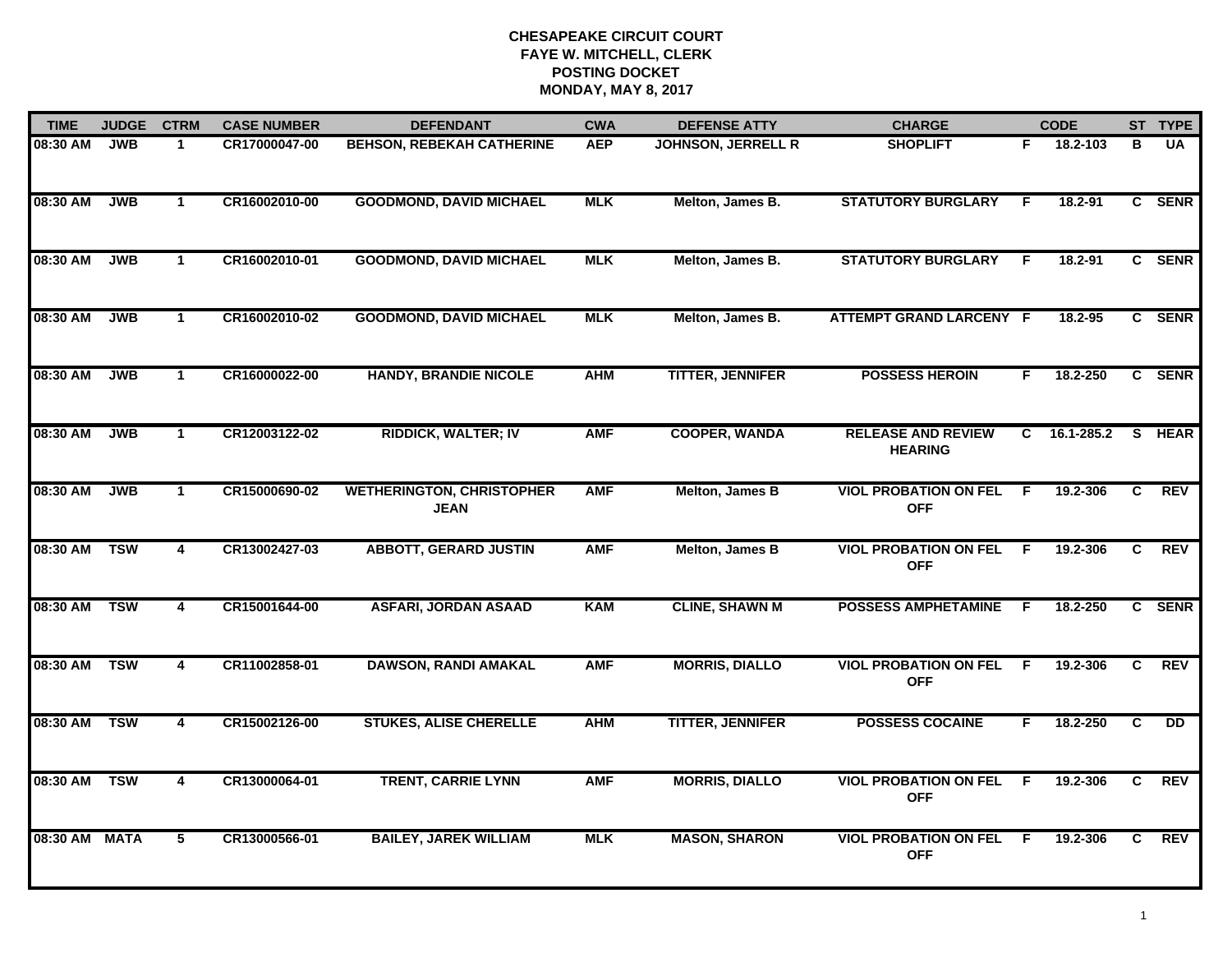**CHESAPEAKE CIRCUIT COURT**
**FAYE W. MITCHELL, CLERK**
**POSTING DOCKET**
**MONDAY, MAY 8, 2017**

| TIME | JUDGE | CTRM | CASE NUMBER | DEFENDANT | CWA | DEFENSE ATTY | CHARGE | | CODE | ST | TYPE |
|---|---|---|---|---|---|---|---|---|---|---|---|
| 08:30 AM | JWB | 1 | CR17000047-00 | BEHSON, REBEKAH CATHERINE | AEP | JOHNSON, JERRELL R | SHOPLIFT | F | 18.2-103 | B | UA |
| 08:30 AM | JWB | 1 | CR16002010-00 | GOODMOND, DAVID MICHAEL | MLK | Melton, James B. | STATUTORY BURGLARY | F | 18.2-91 | C | SENR |
| 08:30 AM | JWB | 1 | CR16002010-01 | GOODMOND, DAVID MICHAEL | MLK | Melton, James B. | STATUTORY BURGLARY | F | 18.2-91 | C | SENR |
| 08:30 AM | JWB | 1 | CR16002010-02 | GOODMOND, DAVID MICHAEL | MLK | Melton, James B. | ATTEMPT GRAND LARCENY | F | 18.2-95 | C | SENR |
| 08:30 AM | JWB | 1 | CR16000022-00 | HANDY, BRANDIE NICOLE | AHM | TITTER, JENNIFER | POSSESS HEROIN | F | 18.2-250 | C | SENR |
| 08:30 AM | JWB | 1 | CR12003122-02 | RIDDICK, WALTER; IV | AMF | COOPER, WANDA | RELEASE AND REVIEW HEARING | C | 16.1-285.2 | S | HEAR |
| 08:30 AM | JWB | 1 | CR15000690-02 | WETHERINGTON, CHRISTOPHER JEAN | AMF | Melton, James B | VIOL PROBATION ON FEL OFF | F | 19.2-306 | C | REV |
| 08:30 AM | TSW | 4 | CR13002427-03 | ABBOTT, GERARD JUSTIN | AMF | Melton, James B | VIOL PROBATION ON FEL OFF | F | 19.2-306 | C | REV |
| 08:30 AM | TSW | 4 | CR15001644-00 | ASFARI, JORDAN ASAAD | KAM | CLINE, SHAWN M | POSSESS AMPHETAMINE | F | 18.2-250 | C | SENR |
| 08:30 AM | TSW | 4 | CR11002858-01 | DAWSON, RANDI AMAKAL | AMF | MORRIS, DIALLO | VIOL PROBATION ON FEL OFF | F | 19.2-306 | C | REV |
| 08:30 AM | TSW | 4 | CR15002126-00 | STUKES, ALISE CHERELLE | AHM | TITTER, JENNIFER | POSSESS COCAINE | F | 18.2-250 | C | DD |
| 08:30 AM | TSW | 4 | CR13000064-01 | TRENT, CARRIE LYNN | AMF | MORRIS, DIALLO | VIOL PROBATION ON FEL OFF | F | 19.2-306 | C | REV |
| 08:30 AM | MATA | 5 | CR13000566-01 | BAILEY, JAREK WILLIAM | MLK | MASON, SHARON | VIOL PROBATION ON FEL OFF | F | 19.2-306 | C | REV |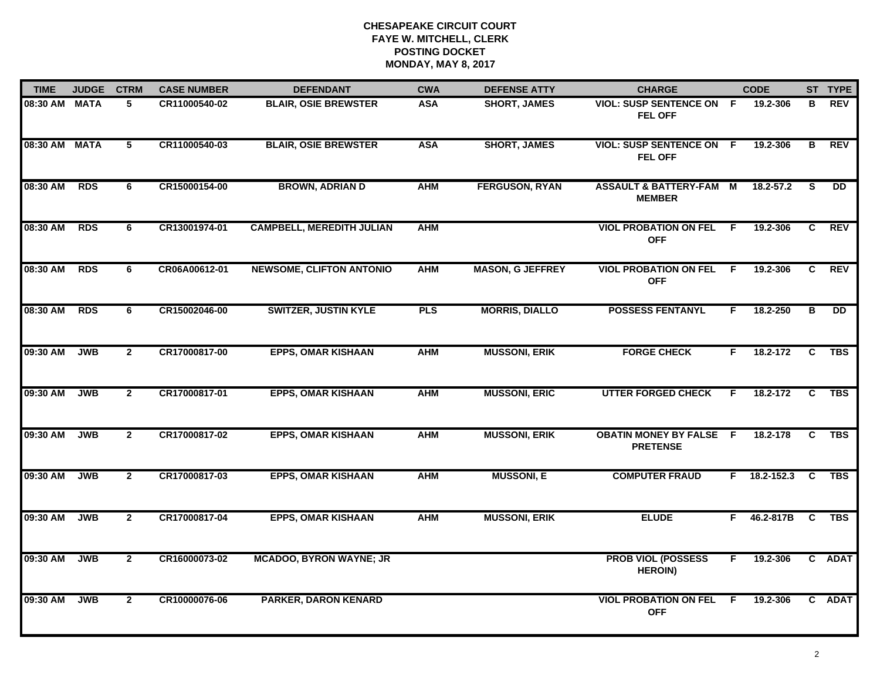**CHESAPEAKE CIRCUIT COURT**
**FAYE W. MITCHELL, CLERK**
**POSTING DOCKET**
**MONDAY, MAY 8, 2017**

| TIME | JUDGE | CTRM | CASE NUMBER | DEFENDANT | CWA | DEFENSE ATTY | CHARGE | | CODE | ST | TYPE |
|---|---|---|---|---|---|---|---|---|---|---|---|
| 08:30 AM | MATA | 5 | CR11000540-02 | BLAIR, OSIE BREWSTER | ASA | SHORT, JAMES | VIOL: SUSP SENTENCE ON FEL OFF | F | 19.2-306 | B | REV |
| 08:30 AM | MATA | 5 | CR11000540-03 | BLAIR, OSIE BREWSTER | ASA | SHORT, JAMES | VIOL: SUSP SENTENCE ON FEL OFF | F | 19.2-306 | B | REV |
| 08:30 AM | RDS | 6 | CR15000154-00 | BROWN, ADRIAN D | AHM | FERGUSON, RYAN | ASSAULT & BATTERY-FAM MEMBER | M | 18.2-57.2 | S | DD |
| 08:30 AM | RDS | 6 | CR13001974-01 | CAMPBELL, MEREDITH JULIAN | AHM | | VIOL PROBATION ON FEL OFF | F | 19.2-306 | C | REV |
| 08:30 AM | RDS | 6 | CR06A00612-01 | NEWSOME, CLIFTON ANTONIO | AHM | MASON, G JEFFREY | VIOL PROBATION ON FEL OFF | F | 19.2-306 | C | REV |
| 08:30 AM | RDS | 6 | CR15002046-00 | SWITZER, JUSTIN KYLE | PLS | MORRIS, DIALLO | POSSESS FENTANYL | F | 18.2-250 | B | DD |
| 09:30 AM | JWB | 2 | CR17000817-00 | EPPS, OMAR KISHAAN | AHM | MUSSONI, ERIK | FORGE CHECK | F | 18.2-172 | C | TBS |
| 09:30 AM | JWB | 2 | CR17000817-01 | EPPS, OMAR KISHAAN | AHM | MUSSONI, ERIC | UTTER FORGED CHECK | F | 18.2-172 | C | TBS |
| 09:30 AM | JWB | 2 | CR17000817-02 | EPPS, OMAR KISHAAN | AHM | MUSSONI, ERIK | OBATIN MONEY BY FALSE PRETENSE | F | 18.2-178 | C | TBS |
| 09:30 AM | JWB | 2 | CR17000817-03 | EPPS, OMAR KISHAAN | AHM | MUSSONI, E | COMPUTER FRAUD | F | 18.2-152.3 | C | TBS |
| 09:30 AM | JWB | 2 | CR17000817-04 | EPPS, OMAR KISHAAN | AHM | MUSSONI, ERIK | ELUDE | F | 46.2-817B | C | TBS |
| 09:30 AM | JWB | 2 | CR16000073-02 | MCADOO, BYRON WAYNE; JR | | | PROB VIOL (POSSESS HEROIN) | F | 19.2-306 | C | ADAT |
| 09:30 AM | JWB | 2 | CR10000076-06 | PARKER, DARON KENARD | | | VIOL PROBATION ON FEL OFF | F | 19.2-306 | C | ADAT |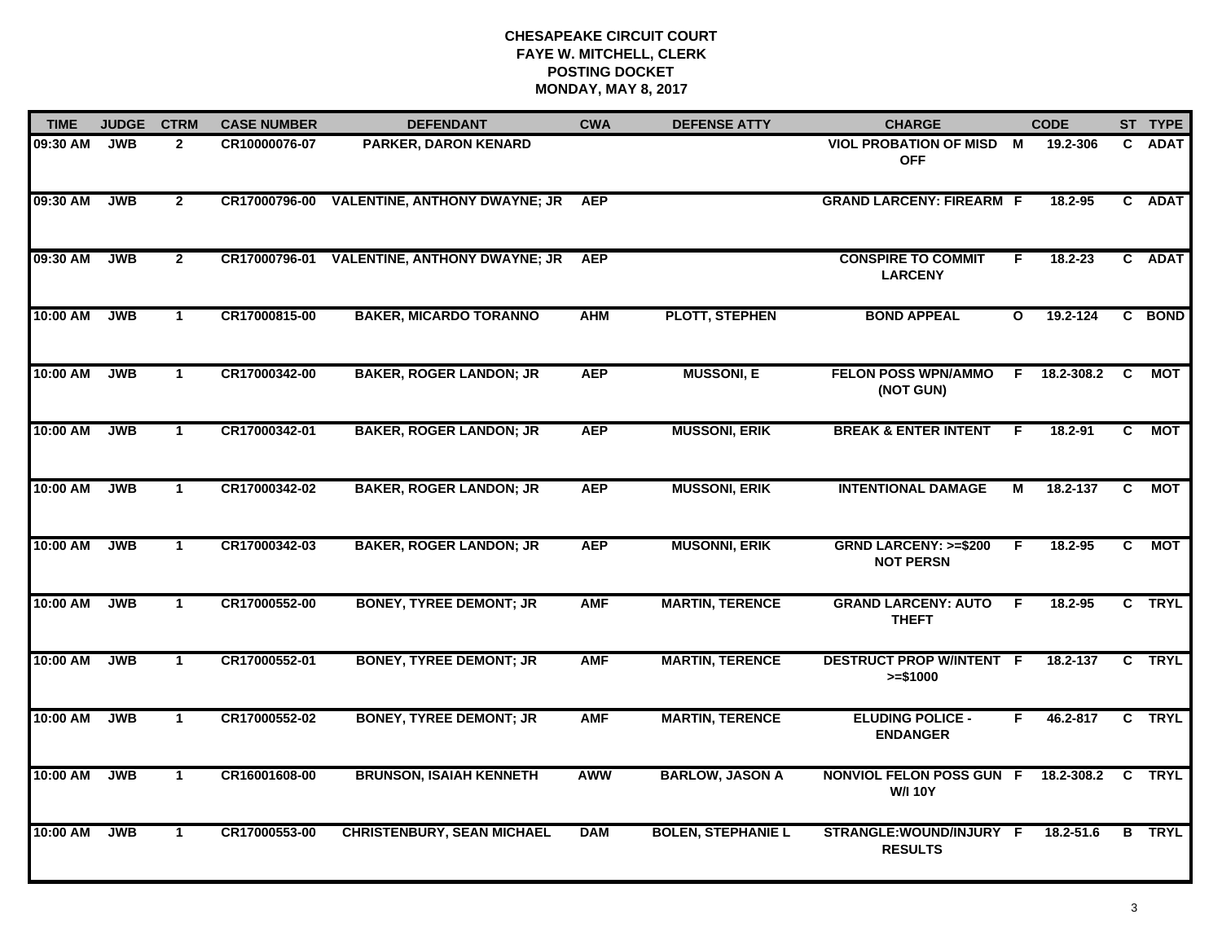**CHESAPEAKE CIRCUIT COURT**
**FAYE W. MITCHELL, CLERK**
**POSTING DOCKET**
**MONDAY, MAY 8, 2017**

| TIME | JUDGE | CTRM | CASE NUMBER | DEFENDANT | CWA | DEFENSE ATTY | CHARGE | | CODE | ST | TYPE |
|---|---|---|---|---|---|---|---|---|---|---|---|
| 09:30 AM | JWB | 2 | CR10000076-07 | PARKER, DARON KENARD | | | VIOL PROBATION OF MISD OFF | M | 19.2-306 | C | ADAT |
| 09:30 AM | JWB | 2 | CR17000796-00 | VALENTINE, ANTHONY DWAYNE; JR | AEP | | GRAND LARCENY: FIREARM | F | 18.2-95 | C | ADAT |
| 09:30 AM | JWB | 2 | CR17000796-01 | VALENTINE, ANTHONY DWAYNE; JR | AEP | | CONSPIRE TO COMMIT LARCENY | F | 18.2-23 | C | ADAT |
| 10:00 AM | JWB | 1 | CR17000815-00 | BAKER, MICARDO TORANNO | AHM | PLOTT, STEPHEN | BOND APPEAL | O | 19.2-124 | C | BOND |
| 10:00 AM | JWB | 1 | CR17000342-00 | BAKER, ROGER LANDON; JR | AEP | MUSSONI, E | FELON POSS WPN/AMMO (NOT GUN) | F | 18.2-308.2 | C | MOT |
| 10:00 AM | JWB | 1 | CR17000342-01 | BAKER, ROGER LANDON; JR | AEP | MUSSONI, ERIK | BREAK & ENTER INTENT | F | 18.2-91 | C | MOT |
| 10:00 AM | JWB | 1 | CR17000342-02 | BAKER, ROGER LANDON; JR | AEP | MUSSONI, ERIK | INTENTIONAL DAMAGE | M | 18.2-137 | C | MOT |
| 10:00 AM | JWB | 1 | CR17000342-03 | BAKER, ROGER LANDON; JR | AEP | MUSONNI, ERIK | GRND LARCENY: >=$200 NOT PERSN | F | 18.2-95 | C | MOT |
| 10:00 AM | JWB | 1 | CR17000552-00 | BONEY, TYREE DEMONT; JR | AMF | MARTIN, TERENCE | GRAND LARCENY: AUTO THEFT | F | 18.2-95 | C | TRYL |
| 10:00 AM | JWB | 1 | CR17000552-01 | BONEY, TYREE DEMONT; JR | AMF | MARTIN, TERENCE | DESTRUCT PROP W/INTENT >=$1000 | F | 18.2-137 | C | TRYL |
| 10:00 AM | JWB | 1 | CR17000552-02 | BONEY, TYREE DEMONT; JR | AMF | MARTIN, TERENCE | ELUDING POLICE - ENDANGER | F | 46.2-817 | C | TRYL |
| 10:00 AM | JWB | 1 | CR16001608-00 | BRUNSON, ISAIAH KENNETH | AWW | BARLOW, JASON A | NONVIOL FELON POSS GUN W/I 10Y | F | 18.2-308.2 | C | TRYL |
| 10:00 AM | JWB | 1 | CR17000553-00 | CHRISTENBURY, SEAN MICHAEL | DAM | BOLEN, STEPHANIE L | STRANGLE:WOUND/INJURY RESULTS | F | 18.2-51.6 | B | TRYL |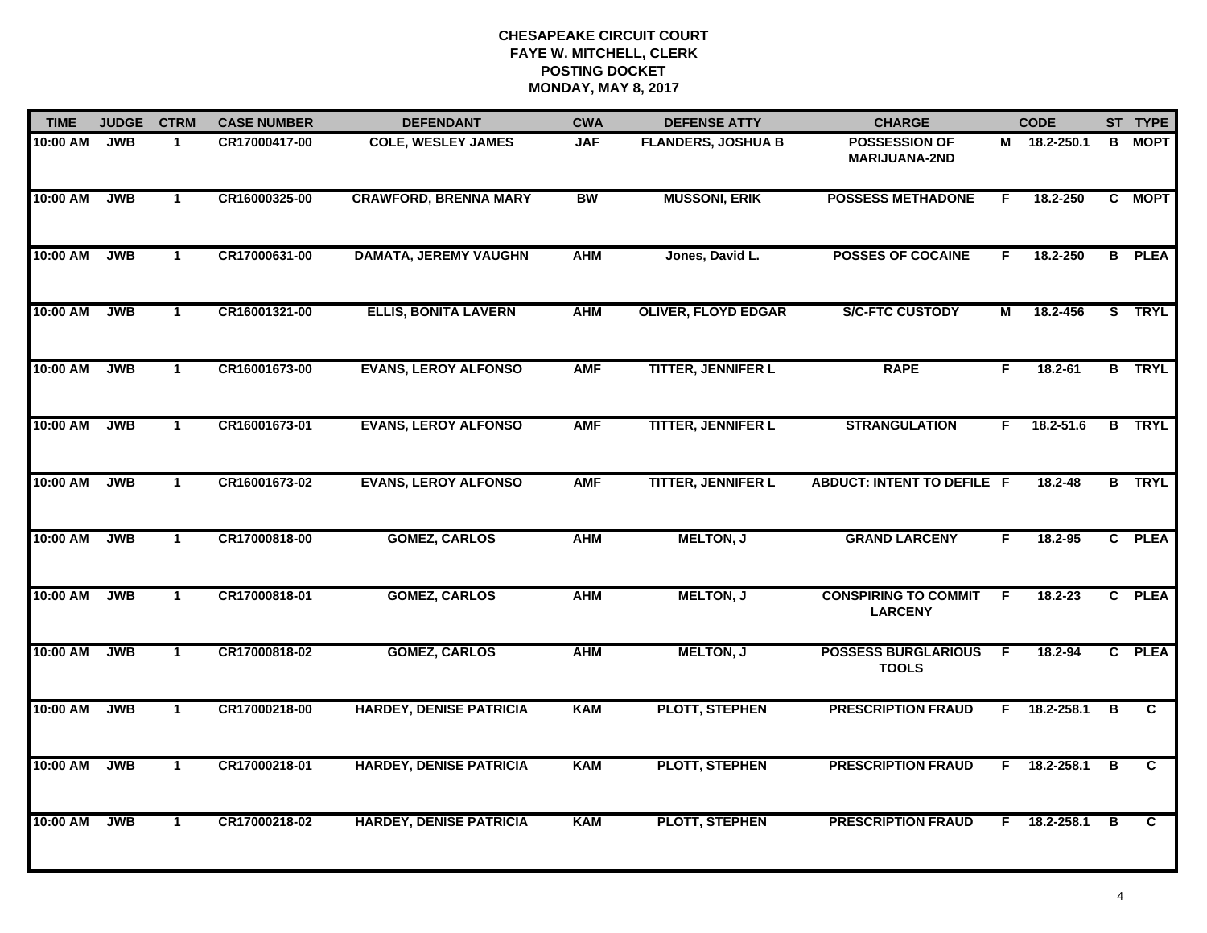# CHESAPEAKE CIRCUIT COURT
## FAYE W. MITCHELL, CLERK
## POSTING DOCKET
## MONDAY, MAY 8, 2017

| TIME | JUDGE | CTRM | CASE NUMBER | DEFENDANT | CWA | DEFENSE ATTY | CHARGE | | CODE | ST | TYPE |
|---|---|---|---|---|---|---|---|---|---|---|---|
| 10:00 AM | JWB | 1 | CR17000417-00 | COLE, WESLEY JAMES | JAF | FLANDERS, JOSHUA B | POSSESSION OF MARIJUANA-2ND | M | 18.2-250.1 | B | MOPT |
| 10:00 AM | JWB | 1 | CR16000325-00 | CRAWFORD, BRENNA MARY | BW | MUSSONI, ERIK | POSSESS METHADONE | F | 18.2-250 | C | MOPT |
| 10:00 AM | JWB | 1 | CR17000631-00 | DAMATA, JEREMY VAUGHN | AHM | Jones, David L. | POSSES OF COCAINE | F | 18.2-250 | B | PLEA |
| 10:00 AM | JWB | 1 | CR16001321-00 | ELLIS, BONITA LAVERN | AHM | OLIVER, FLOYD EDGAR | S/C-FTC CUSTODY | M | 18.2-456 | S | TRYL |
| 10:00 AM | JWB | 1 | CR16001673-00 | EVANS, LEROY ALFONSO | AMF | TITTER, JENNIFER L | RAPE | F | 18.2-61 | B | TRYL |
| 10:00 AM | JWB | 1 | CR16001673-01 | EVANS, LEROY ALFONSO | AMF | TITTER, JENNIFER L | STRANGULATION | F | 18.2-51.6 | B | TRYL |
| 10:00 AM | JWB | 1 | CR16001673-02 | EVANS, LEROY ALFONSO | AMF | TITTER, JENNIFER L | ABDUCT: INTENT TO DEFILE | F | 18.2-48 | B | TRYL |
| 10:00 AM | JWB | 1 | CR17000818-00 | GOMEZ, CARLOS | AHM | MELTON, J | GRAND LARCENY | F | 18.2-95 | C | PLEA |
| 10:00 AM | JWB | 1 | CR17000818-01 | GOMEZ, CARLOS | AHM | MELTON, J | CONSPIRING TO COMMIT LARCENY | F | 18.2-23 | C | PLEA |
| 10:00 AM | JWB | 1 | CR17000818-02 | GOMEZ, CARLOS | AHM | MELTON, J | POSSESS BURGLARIOUS TOOLS | F | 18.2-94 | C | PLEA |
| 10:00 AM | JWB | 1 | CR17000218-00 | HARDEY, DENISE PATRICIA | KAM | PLOTT, STEPHEN | PRESCRIPTION FRAUD | F | 18.2-258.1 | B | C |
| 10:00 AM | JWB | 1 | CR17000218-01 | HARDEY, DENISE PATRICIA | KAM | PLOTT, STEPHEN | PRESCRIPTION FRAUD | F | 18.2-258.1 | B | C |
| 10:00 AM | JWB | 1 | CR17000218-02 | HARDEY, DENISE PATRICIA | KAM | PLOTT, STEPHEN | PRESCRIPTION FRAUD | F | 18.2-258.1 | B | C |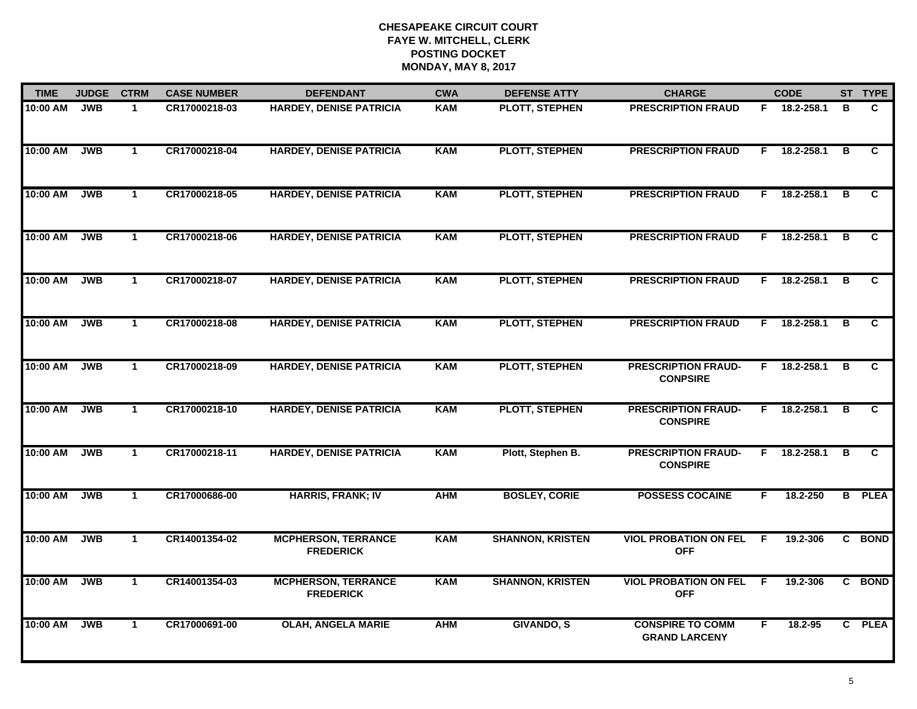**CHESAPEAKE CIRCUIT COURT**
**FAYE W. MITCHELL, CLERK**
**POSTING DOCKET**
**MONDAY, MAY 8, 2017**

| TIME | JUDGE | CTRM | CASE NUMBER | DEFENDANT | CWA | DEFENSE ATTY | CHARGE | | CODE | ST | TYPE |
|---|---|---|---|---|---|---|---|---|---|---|---|
| 10:00 AM | JWB | 1 | CR17000218-03 | HARDEY, DENISE PATRICIA | KAM | PLOTT, STEPHEN | PRESCRIPTION FRAUD | F | 18.2-258.1 | B | C |
| 10:00 AM | JWB | 1 | CR17000218-04 | HARDEY, DENISE PATRICIA | KAM | PLOTT, STEPHEN | PRESCRIPTION FRAUD | F | 18.2-258.1 | B | C |
| 10:00 AM | JWB | 1 | CR17000218-05 | HARDEY, DENISE PATRICIA | KAM | PLOTT, STEPHEN | PRESCRIPTION FRAUD | F | 18.2-258.1 | B | C |
| 10:00 AM | JWB | 1 | CR17000218-06 | HARDEY, DENISE PATRICIA | KAM | PLOTT, STEPHEN | PRESCRIPTION FRAUD | F | 18.2-258.1 | B | C |
| 10:00 AM | JWB | 1 | CR17000218-07 | HARDEY, DENISE PATRICIA | KAM | PLOTT, STEPHEN | PRESCRIPTION FRAUD | F | 18.2-258.1 | B | C |
| 10:00 AM | JWB | 1 | CR17000218-08 | HARDEY, DENISE PATRICIA | KAM | PLOTT, STEPHEN | PRESCRIPTION FRAUD | F | 18.2-258.1 | B | C |
| 10:00 AM | JWB | 1 | CR17000218-09 | HARDEY, DENISE PATRICIA | KAM | PLOTT, STEPHEN | PRESCRIPTION FRAUD-CONPSIRE | F | 18.2-258.1 | B | C |
| 10:00 AM | JWB | 1 | CR17000218-10 | HARDEY, DENISE PATRICIA | KAM | PLOTT, STEPHEN | PRESCRIPTION FRAUD-CONSPIRE | F | 18.2-258.1 | B | C |
| 10:00 AM | JWB | 1 | CR17000218-11 | HARDEY, DENISE PATRICIA | KAM | Plott, Stephen B. | PRESCRIPTION FRAUD-CONSPIRE | F | 18.2-258.1 | B | C |
| 10:00 AM | JWB | 1 | CR17000686-00 | HARRIS, FRANK; IV | AHM | BOSLEY, CORIE | POSSESS COCAINE | F | 18.2-250 | B | PLEA |
| 10:00 AM | JWB | 1 | CR14001354-02 | MCPHERSON, TERRANCE FREDERICK | KAM | SHANNON, KRISTEN | VIOL PROBATION ON FEL OFF | F | 19.2-306 | C | BOND |
| 10:00 AM | JWB | 1 | CR14001354-03 | MCPHERSON, TERRANCE FREDERICK | KAM | SHANNON, KRISTEN | VIOL PROBATION ON FEL OFF | F | 19.2-306 | C | BOND |
| 10:00 AM | JWB | 1 | CR17000691-00 | OLAH, ANGELA MARIE | AHM | GIVANDO, S | CONSPIRE TO COMM GRAND LARCENY | F | 18.2-95 | C | PLEA |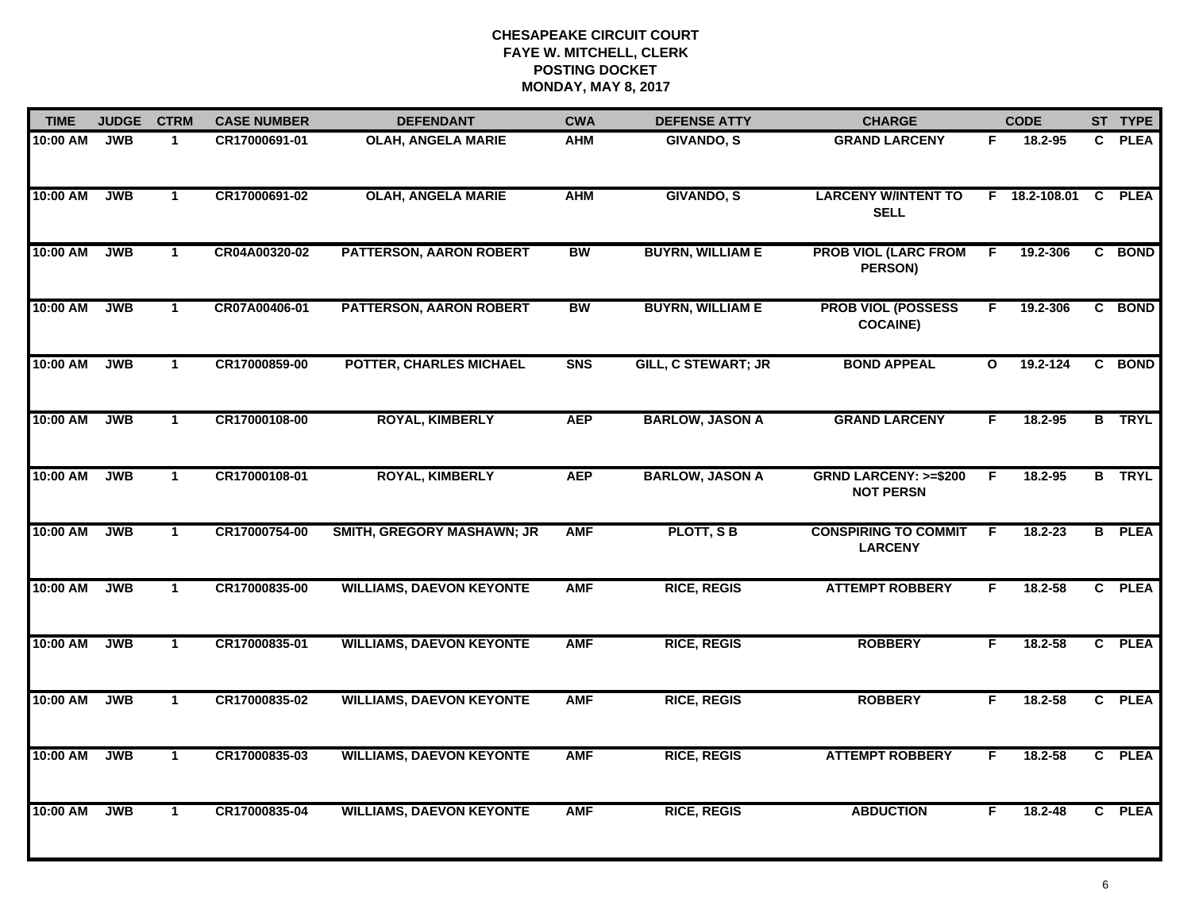# CHESAPEAKE CIRCUIT COURT
## FAYE W. MITCHELL, CLERK
## POSTING DOCKET
## MONDAY, MAY 8, 2017

| TIME | JUDGE | CTRM | CASE NUMBER | DEFENDANT | CWA | DEFENSE ATTY | CHARGE | | CODE | ST | TYPE |
|---|---|---|---|---|---|---|---|---|---|---|---|
| 10:00 AM | JWB | 1 | CR17000691-01 | OLAH, ANGELA MARIE | AHM | GIVANDO, S | GRAND LARCENY | F | 18.2-95 | C | PLEA |
| 10:00 AM | JWB | 1 | CR17000691-02 | OLAH, ANGELA MARIE | AHM | GIVANDO, S | LARCENY W/INTENT TO SELL | F | 18.2-108.01 | C | PLEA |
| 10:00 AM | JWB | 1 | CR04A00320-02 | PATTERSON, AARON ROBERT | BW | BUYRN, WILLIAM E | PROB VIOL (LARC FROM PERSON) | F | 19.2-306 | C | BOND |
| 10:00 AM | JWB | 1 | CR07A00406-01 | PATTERSON, AARON ROBERT | BW | BUYRN, WILLIAM E | PROB VIOL (POSSESS COCAINE) | F | 19.2-306 | C | BOND |
| 10:00 AM | JWB | 1 | CR17000859-00 | POTTER, CHARLES MICHAEL | SNS | GILL, C STEWART; JR | BOND APPEAL | O | 19.2-124 | C | BOND |
| 10:00 AM | JWB | 1 | CR17000108-00 | ROYAL, KIMBERLY | AEP | BARLOW, JASON A | GRAND LARCENY | F | 18.2-95 | B | TRYL |
| 10:00 AM | JWB | 1 | CR17000108-01 | ROYAL, KIMBERLY | AEP | BARLOW, JASON A | GRND LARCENY: >=$200 NOT PERSN | F | 18.2-95 | B | TRYL |
| 10:00 AM | JWB | 1 | CR17000754-00 | SMITH, GREGORY MASHAWN; JR | AMF | PLOTT, S B | CONSPIRING TO COMMIT LARCENY | F | 18.2-23 | B | PLEA |
| 10:00 AM | JWB | 1 | CR17000835-00 | WILLIAMS, DAEVON KEYONTE | AMF | RICE, REGIS | ATTEMPT ROBBERY | F | 18.2-58 | C | PLEA |
| 10:00 AM | JWB | 1 | CR17000835-01 | WILLIAMS, DAEVON KEYONTE | AMF | RICE, REGIS | ROBBERY | F | 18.2-58 | C | PLEA |
| 10:00 AM | JWB | 1 | CR17000835-02 | WILLIAMS, DAEVON KEYONTE | AMF | RICE, REGIS | ROBBERY | F | 18.2-58 | C | PLEA |
| 10:00 AM | JWB | 1 | CR17000835-03 | WILLIAMS, DAEVON KEYONTE | AMF | RICE, REGIS | ATTEMPT ROBBERY | F | 18.2-58 | C | PLEA |
| 10:00 AM | JWB | 1 | CR17000835-04 | WILLIAMS, DAEVON KEYONTE | AMF | RICE, REGIS | ABDUCTION | F | 18.2-48 | C | PLEA |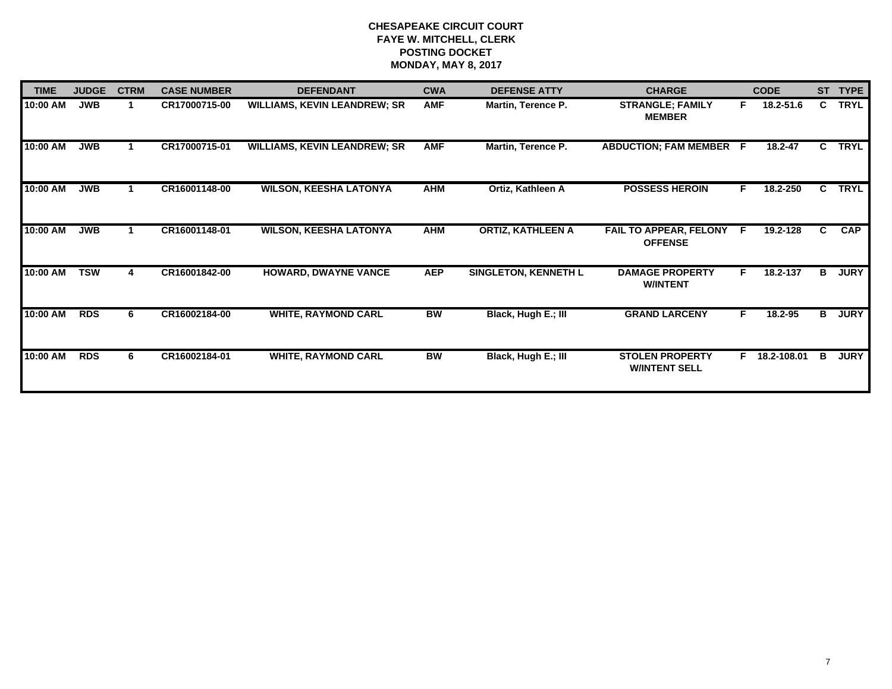**CHESAPEAKE CIRCUIT COURT**
**FAYE W. MITCHELL, CLERK**
**POSTING DOCKET**
**MONDAY, MAY 8, 2017**

| TIME | JUDGE | CTRM | CASE NUMBER | DEFENDANT | CWA | DEFENSE ATTY | CHARGE | | CODE | ST | TYPE |
|---|---|---|---|---|---|---|---|---|---|---|---|
| 10:00 AM | JWB | 1 | CR17000715-00 | WILLIAMS, KEVIN LEANDREW; SR | AMF | Martin, Terence P. | STRANGLE; FAMILY MEMBER | F | 18.2-51.6 | C | TRYL |
| 10:00 AM | JWB | 1 | CR17000715-01 | WILLIAMS, KEVIN LEANDREW; SR | AMF | Martin, Terence P. | ABDUCTION; FAM MEMBER | F | 18.2-47 | C | TRYL |
| 10:00 AM | JWB | 1 | CR16001148-00 | WILSON, KEESHA LATONYA | AHM | Ortiz, Kathleen A | POSSESS HEROIN | F | 18.2-250 | C | TRYL |
| 10:00 AM | JWB | 1 | CR16001148-01 | WILSON, KEESHA LATONYA | AHM | ORTIZ, KATHLEEN A | FAIL TO APPEAR, FELONY OFFENSE | F | 19.2-128 | C | CAP |
| 10:00 AM | TSW | 4 | CR16001842-00 | HOWARD, DWAYNE VANCE | AEP | SINGLETON, KENNETH L | DAMAGE PROPERTY W/INTENT | F | 18.2-137 | B | JURY |
| 10:00 AM | RDS | 6 | CR16002184-00 | WHITE, RAYMOND CARL | BW | Black, Hugh E.; III | GRAND LARCENY | F | 18.2-95 | B | JURY |
| 10:00 AM | RDS | 6 | CR16002184-01 | WHITE, RAYMOND CARL | BW | Black, Hugh E.; III | STOLEN PROPERTY W/INTENT SELL | F | 18.2-108.01 | B | JURY |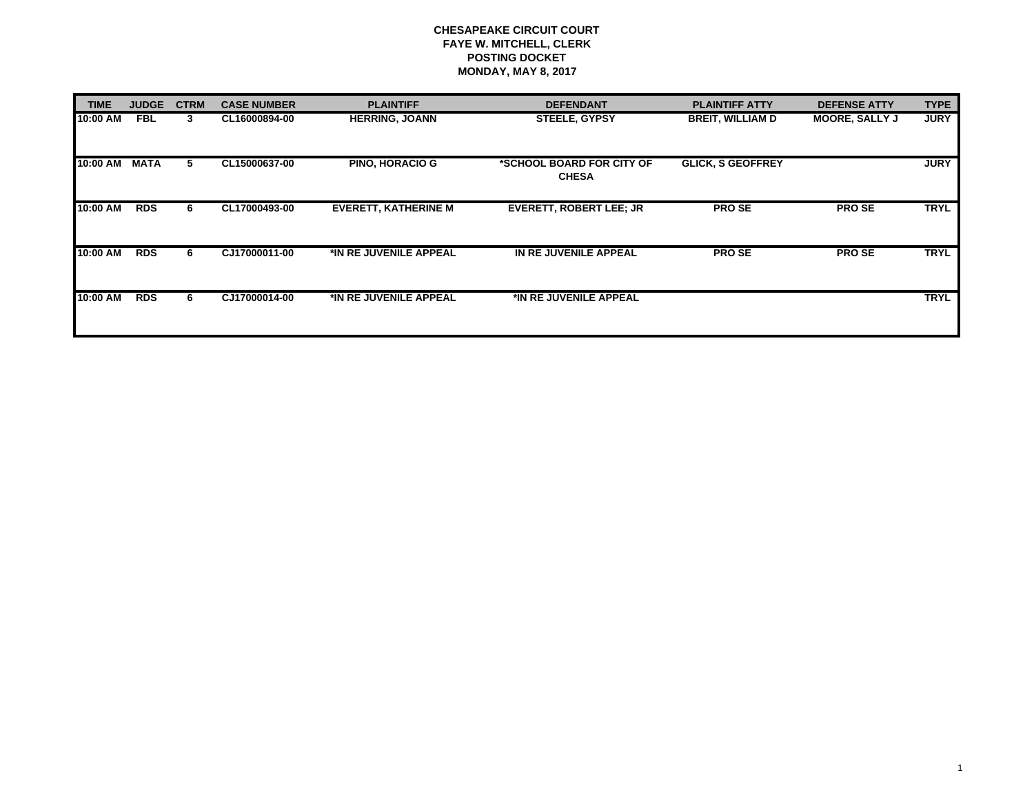**CHESAPEAKE CIRCUIT COURT**
**FAYE W. MITCHELL, CLERK**
**POSTING DOCKET**
**MONDAY, MAY 8, 2017**

| TIME | JUDGE | CTRM | CASE NUMBER | PLAINTIFF | DEFENDANT | PLAINTIFF ATTY | DEFENSE ATTY | TYPE |
|---|---|---|---|---|---|---|---|---|
| 10:00 AM | FBL | 3 | CL16000894-00 | HERRING, JOANN | STEELE, GYPSY | BREIT, WILLIAM D | MOORE, SALLY J | JURY |
| 10:00 AM | MATA | 5 | CL15000637-00 | PINO, HORACIO G | *SCHOOL BOARD FOR CITY OF CHESA | GLICK, S GEOFFREY | | JURY |
| 10:00 AM | RDS | 6 | CL17000493-00 | EVERETT, KATHERINE M | EVERETT, ROBERT LEE; JR | PRO SE | PRO SE | TRYL |
| 10:00 AM | RDS | 6 | CJ17000011-00 | *IN RE JUVENILE APPEAL | IN RE JUVENILE APPEAL | PRO SE | PRO SE | TRYL |
| 10:00 AM | RDS | 6 | CJ17000014-00 | *IN RE JUVENILE APPEAL | *IN RE JUVENILE APPEAL | | | TRYL |